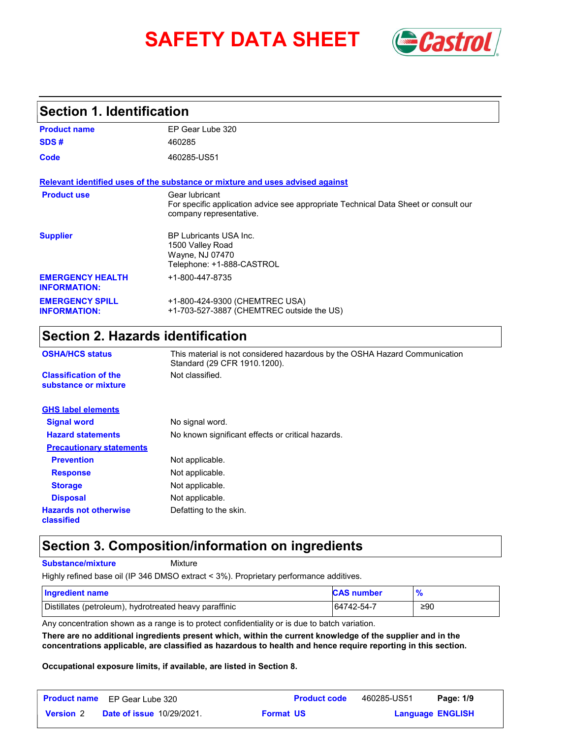# SAFETY DATA SHEET

## Section 1. Identification

**Product name** EP Gear Lube 320

**SDS #** 460285

**Code** 460285-US51

**Relevant identified uses of the substance or mixture and uses advised against**

**Product use** Gear lubricant
For specific application advice see appropriate Technical Data Sheet or consult our company representative.

**Supplier** BP Lubricants USA Inc.
1500 Valley Road
Wayne, NJ 07470
Telephone: +1-888-CASTROL

**EMERGENCY HEALTH INFORMATION:** +1-800-447-8735

**EMERGENCY SPILL INFORMATION:** +1-800-424-9300 (CHEMTREC USA)
+1-703-527-3887 (CHEMTREC outside the US)

## Section 2. Hazards identification

**OSHA/HCS status** This material is not considered hazardous by the OSHA Hazard Communication Standard (29 CFR 1910.1200).

**Classification of the substance or mixture** Not classified.

**GHS label elements**

**Signal word** No signal word.

**Hazard statements** No known significant effects or critical hazards.

**Precautionary statements**

**Prevention** Not applicable.

**Response** Not applicable.

**Storage** Not applicable.

**Disposal** Not applicable.

**Hazards not otherwise classified** Defatting to the skin.

## Section 3. Composition/information on ingredients

**Substance/mixture** Mixture

Highly refined base oil (IP 346 DMSO extract < 3%). Proprietary performance additives.

| Ingredient name | CAS number | % |
|---|---|---|
| Distillates (petroleum), hydrotreated heavy paraffinic | 64742-54-7 | ≥90 |

Any concentration shown as a range is to protect confidentiality or is due to batch variation.

**There are no additional ingredients present which, within the current knowledge of the supplier and in the concentrations applicable, are classified as hazardous to health and hence require reporting in this section.**

**Occupational exposure limits, if available, are listed in Section 8.**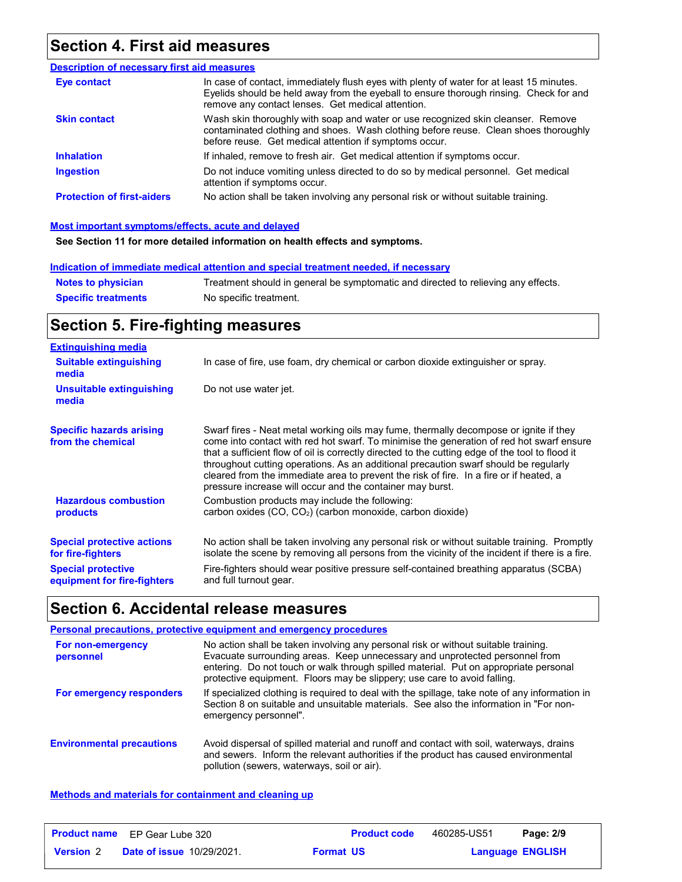## Section 4. First aid measures

### Description of necessary first aid measures

**Eye contact**
In case of contact, immediately flush eyes with plenty of water for at least 15 minutes. Eyelids should be held away from the eyeball to ensure thorough rinsing. Check for and remove any contact lenses. Get medical attention.

**Skin contact**
Wash skin thoroughly with soap and water or use recognized skin cleanser. Remove contaminated clothing and shoes. Wash clothing before reuse. Clean shoes thoroughly before reuse. Get medical attention if symptoms occur.

**Inhalation**
If inhaled, remove to fresh air. Get medical attention if symptoms occur.

**Ingestion**
Do not induce vomiting unless directed to do so by medical personnel. Get medical attention if symptoms occur.

**Protection of first-aiders**
No action shall be taken involving any personal risk or without suitable training.

### Most important symptoms/effects, acute and delayed

**See Section 11 for more detailed information on health effects and symptoms.**

### Indication of immediate medical attention and special treatment needed, if necessary

**Notes to physician**
Treatment should in general be symptomatic and directed to relieving any effects.

**Specific treatments**
No specific treatment.

## Section 5. Fire-fighting measures

### Extinguishing media

**Suitable extinguishing media**
In case of fire, use foam, dry chemical or carbon dioxide extinguisher or spray.

**Unsuitable extinguishing media**
Do not use water jet.

**Specific hazards arising from the chemical**
Swarf fires - Neat metal working oils may fume, thermally decompose or ignite if they come into contact with red hot swarf. To minimise the generation of red hot swarf ensure that a sufficient flow of oil is correctly directed to the cutting edge of the tool to flood it throughout cutting operations. As an additional precaution swarf should be regularly cleared from the immediate area to prevent the risk of fire. In a fire or if heated, a pressure increase will occur and the container may burst.

**Hazardous combustion products**
Combustion products may include the following:
carbon oxides (CO, $CO_2$) (carbon monoxide, carbon dioxide)

**Special protective actions for fire-fighters**
No action shall be taken involving any personal risk or without suitable training. Promptly isolate the scene by removing all persons from the vicinity of the incident if there is a fire.

**Special protective equipment for fire-fighters**
Fire-fighters should wear positive pressure self-contained breathing apparatus (SCBA) and full turnout gear.

## Section 6. Accidental release measures

### Personal precautions, protective equipment and emergency procedures

**For non-emergency personnel**
No action shall be taken involving any personal risk or without suitable training. Evacuate surrounding areas. Keep unnecessary and unprotected personnel from entering. Do not touch or walk through spilled material. Put on appropriate personal protective equipment. Floors may be slippery; use care to avoid falling.

**For emergency responders**
If specialized clothing is required to deal with the spillage, take note of any information in Section 8 on suitable and unsuitable materials. See also the information in "For non-emergency personnel".

**Environmental precautions**
Avoid dispersal of spilled material and runoff and contact with soil, waterways, drains and sewers. Inform the relevant authorities if the product has caused environmental pollution (sewers, waterways, soil or air).

### Methods and materials for containment and cleaning up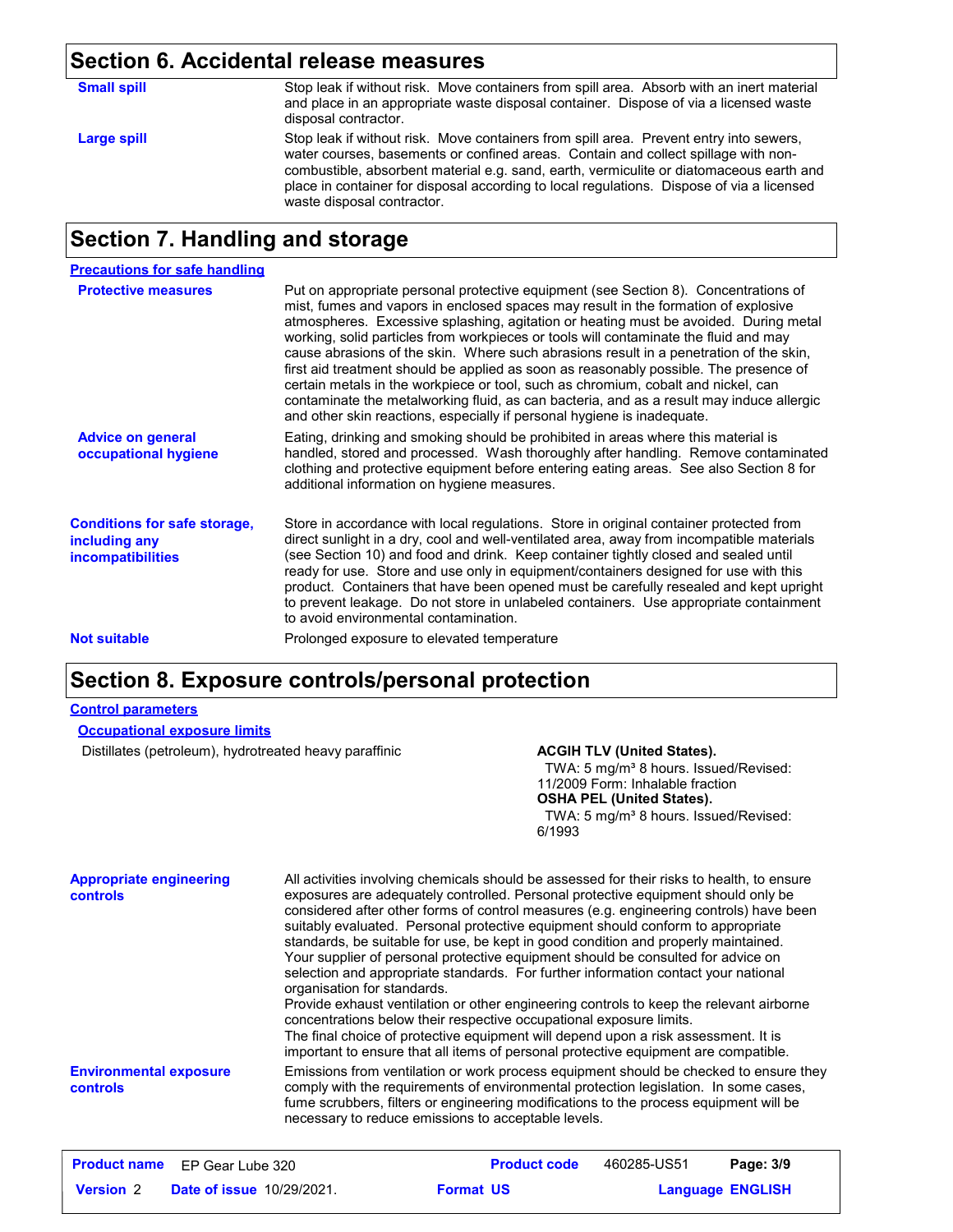## Section 6. Accidental release measures

**Small spill**
Stop leak if without risk. Move containers from spill area. Absorb with an inert material and place in an appropriate waste disposal container. Dispose of via a licensed waste disposal contractor.

**Large spill**
Stop leak if without risk. Move containers from spill area. Prevent entry into sewers, water courses, basements or confined areas. Contain and collect spillage with non-combustible, absorbent material e.g. sand, earth, vermiculite or diatomaceous earth and place in container for disposal according to local regulations. Dispose of via a licensed waste disposal contractor.

## Section 7. Handling and storage

### Precautions for safe handling

**Protective measures**
Put on appropriate personal protective equipment (see Section 8). Concentrations of mist, fumes and vapors in enclosed spaces may result in the formation of explosive atmospheres. Excessive splashing, agitation or heating must be avoided. During metal working, solid particles from workpieces or tools will contaminate the fluid and may cause abrasions of the skin. Where such abrasions result in a penetration of the skin, first aid treatment should be applied as soon as reasonably possible. The presence of certain metals in the workpiece or tool, such as chromium, cobalt and nickel, can contaminate the metalworking fluid, as can bacteria, and as a result may induce allergic and other skin reactions, especially if personal hygiene is inadequate.

**Advice on general occupational hygiene**
Eating, drinking and smoking should be prohibited in areas where this material is handled, stored and processed. Wash thoroughly after handling. Remove contaminated clothing and protective equipment before entering eating areas. See also Section 8 for additional information on hygiene measures.

**Conditions for safe storage, including any incompatibilities**
Store in accordance with local regulations. Store in original container protected from direct sunlight in a dry, cool and well-ventilated area, away from incompatible materials (see Section 10) and food and drink. Keep container tightly closed and sealed until ready for use. Store and use only in equipment/containers designed for use with this product. Containers that have been opened must be carefully resealed and kept upright to prevent leakage. Do not store in unlabeled containers. Use appropriate containment to avoid environmental contamination.

**Not suitable**
Prolonged exposure to elevated temperature

## Section 8. Exposure controls/personal protection

### Control parameters

#### Occupational exposure limits

| Ingredient | Exposure limits |
| --- | --- |
| Distillates (petroleum), hydrotreated heavy paraffinic | **ACGIH TLV (United States).** TWA: 5 mg/m³ 8 hours. Issued/Revised: 11/2009 Form: Inhalable fraction<br>**OSHA PEL (United States).** TWA: 5 mg/m³ 8 hours. Issued/Revised: 6/1993 |

**Appropriate engineering controls**
All activities involving chemicals should be assessed for their risks to health, to ensure exposures are adequately controlled. Personal protective equipment should only be considered after other forms of control measures (e.g. engineering controls) have been suitably evaluated. Personal protective equipment should conform to appropriate standards, be suitable for use, be kept in good condition and properly maintained. Your supplier of personal protective equipment should be consulted for advice on selection and appropriate standards. For further information contact your national organisation for standards.
Provide exhaust ventilation or other engineering controls to keep the relevant airborne concentrations below their respective occupational exposure limits.
The final choice of protective equipment will depend upon a risk assessment. It is important to ensure that all items of personal protective equipment are compatible.

**Environmental exposure controls**
Emissions from ventilation or work process equipment should be checked to ensure they comply with the requirements of environmental protection legislation. In some cases, fume scrubbers, filters or engineering modifications to the process equipment will be necessary to reduce emissions to acceptable levels.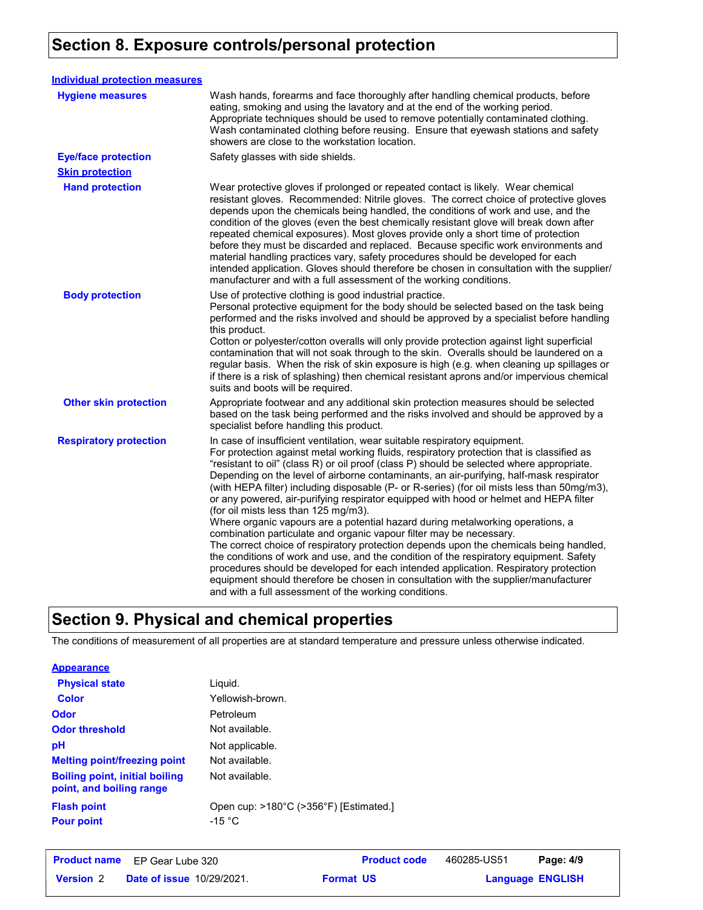## Section 8. Exposure controls/personal protection

**Individual protection measures**

**Hygiene measures**: Wash hands, forearms and face thoroughly after handling chemical products, before eating, smoking and using the lavatory and at the end of the working period. Appropriate techniques should be used to remove potentially contaminated clothing. Wash contaminated clothing before reusing. Ensure that eyewash stations and safety showers are close to the workstation location.

**Eye/face protection**: Safety glasses with side shields.

**Skin protection**

**Hand protection**: Wear protective gloves if prolonged or repeated contact is likely. Wear chemical resistant gloves. Recommended: Nitrile gloves. The correct choice of protective gloves depends upon the chemicals being handled, the conditions of work and use, and the condition of the gloves (even the best chemically resistant glove will break down after repeated chemical exposures). Most gloves provide only a short time of protection before they must be discarded and replaced. Because specific work environments and material handling practices vary, safety procedures should be developed for each intended application. Gloves should therefore be chosen in consultation with the supplier/manufacturer and with a full assessment of the working conditions.

**Body protection**: Use of protective clothing is good industrial practice.
Personal protective equipment for the body should be selected based on the task being performed and the risks involved and should be approved by a specialist before handling this product.
Cotton or polyester/cotton overalls will only provide protection against light superficial contamination that will not soak through to the skin. Overalls should be laundered on a regular basis. When the risk of skin exposure is high (e.g. when cleaning up spillages or if there is a risk of splashing) then chemical resistant aprons and/or impervious chemical suits and boots will be required.

**Other skin protection**: Appropriate footwear and any additional skin protection measures should be selected based on the task being performed and the risks involved and should be approved by a specialist before handling this product.

**Respiratory protection**: In case of insufficient ventilation, wear suitable respiratory equipment.
For protection against metal working fluids, respiratory protection that is classified as "resistant to oil" (class R) or oil proof (class P) should be selected where appropriate. Depending on the level of airborne contaminants, an air-purifying, half-mask respirator (with HEPA filter) including disposable (P- or R-series) (for oil mists less than 50mg/m3), or any powered, air-purifying respirator equipped with hood or helmet and HEPA filter (for oil mists less than 125 mg/m3).
Where organic vapours are a potential hazard during metalworking operations, a combination particulate and organic vapour filter may be necessary.
The correct choice of respiratory protection depends upon the chemicals being handled, the conditions of work and use, and the condition of the respiratory equipment. Safety procedures should be developed for each intended application. Respiratory protection equipment should therefore be chosen in consultation with the supplier/manufacturer and with a full assessment of the working conditions.

## Section 9. Physical and chemical properties

The conditions of measurement of all properties are at standard temperature and pressure unless otherwise indicated.

**Appearance**

| Property | Value |
|---|---|
| Physical state | Liquid. |
| Color | Yellowish-brown. |
| Odor | Petroleum |
| Odor threshold | Not available. |
| pH | Not applicable. |
| Melting point/freezing point | Not available. |
| Boiling point, initial boiling point, and boiling range | Not available. |
| Flash point | Open cup: >180°C (>356°F) [Estimated.] |
| Pour point | -15 °C |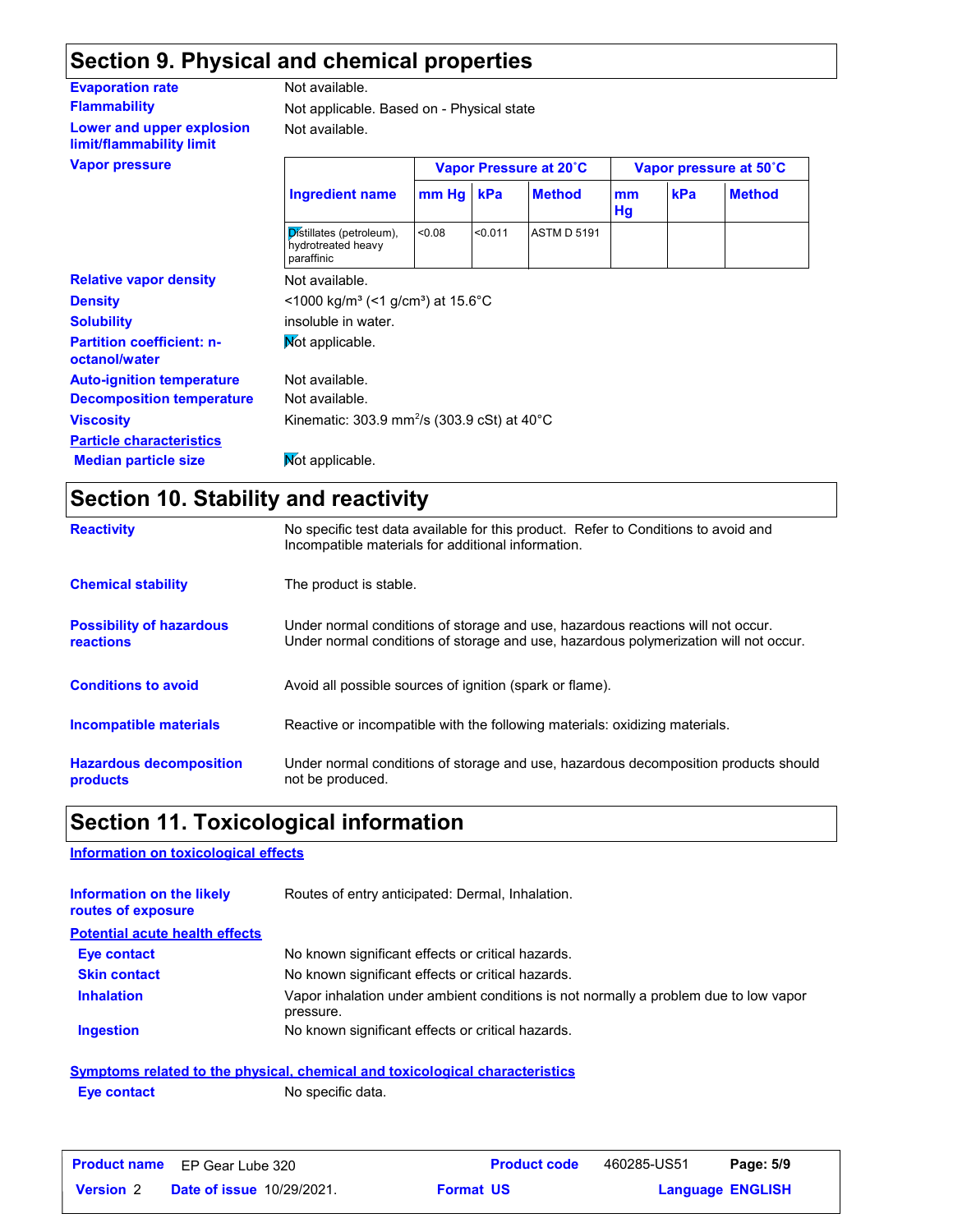## Section 9. Physical and chemical properties

**Evaporation rate** Not available.

**Flammability** Not applicable. Based on - Physical state

**Lower and upper explosion limit/flammability limit** Not available.

**Vapor pressure**

| Ingredient name | Vapor Pressure at 20˚C | | | Vapor pressure at 50˚C | | |
|---|---|---|---|---|---|---|
| | mm Hg | kPa | Method | mm Hg | kPa | Method |
| Distillates (petroleum), hydrotreated heavy paraffinic | <0.08 | <0.011 | ASTM D 5191 | | | |

**Relative vapor density** Not available.

**Density** <1000 kg/m³ (<1 g/cm³) at 15.6°C

**Solubility** insoluble in water.

**Partition coefficient: n-octanol/water** Not applicable.

**Auto-ignition temperature** Not available.

**Decomposition temperature** Not available.

**Viscosity** Kinematic: 303.9 $mm^2/s$ (303.9 cSt) at 40°C

**Particle characteristics**

**Median particle size** Not applicable.

## Section 10. Stability and reactivity

**Reactivity** No specific test data available for this product. Refer to Conditions to avoid and Incompatible materials for additional information.

**Chemical stability** The product is stable.

**Possibility of hazardous reactions** Under normal conditions of storage and use, hazardous reactions will not occur. Under normal conditions of storage and use, hazardous polymerization will not occur.

**Conditions to avoid** Avoid all possible sources of ignition (spark or flame).

**Incompatible materials** Reactive or incompatible with the following materials: oxidizing materials.

**Hazardous decomposition products** Under normal conditions of storage and use, hazardous decomposition products should not be produced.

## Section 11. Toxicological information

**Information on toxicological effects**

**Information on the likely routes of exposure** Routes of entry anticipated: Dermal, Inhalation.

**Potential acute health effects**

**Eye contact** No known significant effects or critical hazards.

**Skin contact** No known significant effects or critical hazards.

**Inhalation** Vapor inhalation under ambient conditions is not normally a problem due to low vapor pressure.

**Ingestion** No known significant effects or critical hazards.

**Symptoms related to the physical, chemical and toxicological characteristics**

**Eye contact** No specific data.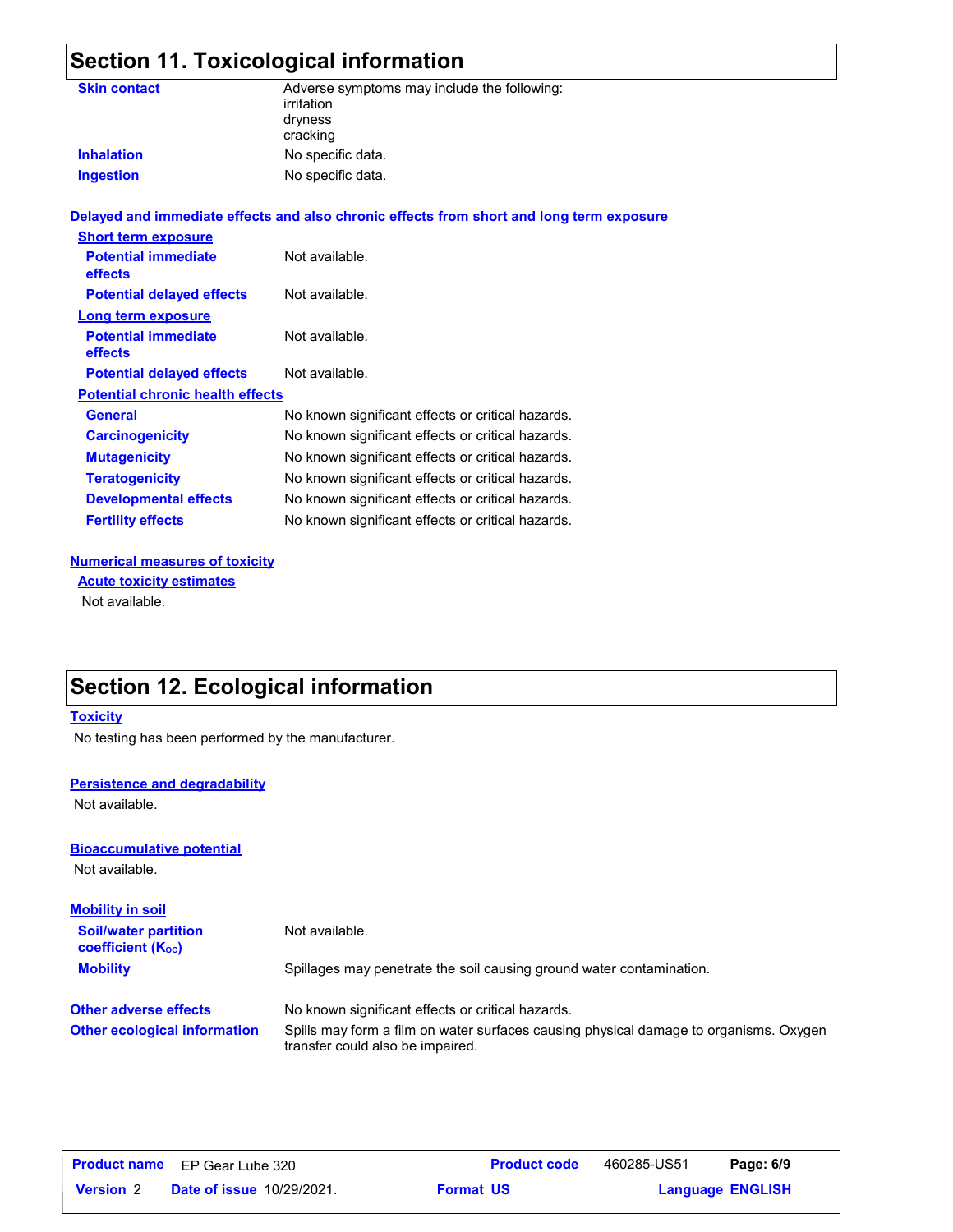## Section 11. Toxicological information

**Skin contact**: Adverse symptoms may include the following:
irritation
dryness
cracking

**Inhalation**: No specific data.

**Ingestion**: No specific data.

### Delayed and immediate effects and also chronic effects from short and long term exposure

**Short term exposure**

| | |
|---|---|
| **Potential immediate effects** | Not available. |
| **Potential delayed effects** | Not available. |

**Long term exposure**

| | |
|---|---|
| **Potential immediate effects** | Not available. |
| **Potential delayed effects** | Not available. |

**Potential chronic health effects**

| | |
|---|---|
| **General** | No known significant effects or critical hazards. |
| **Carcinogenicity** | No known significant effects or critical hazards. |
| **Mutagenicity** | No known significant effects or critical hazards. |
| **Teratogenicity** | No known significant effects or critical hazards. |
| **Developmental effects** | No known significant effects or critical hazards. |
| **Fertility effects** | No known significant effects or critical hazards. |

### Numerical measures of toxicity

**Acute toxicity estimates**

Not available.

## Section 12. Ecological information

**Toxicity**

No testing has been performed by the manufacturer.

**Persistence and degradability**

Not available.

**Bioaccumulative potential**

Not available.

**Mobility in soil**

| | |
|---|---|
| **Soil/water partition coefficient ($K_{OC}$)** | Not available. |
| **Mobility** | Spillages may penetrate the soil causing ground water contamination. |

| | |
|---|---|
| **Other adverse effects** | No known significant effects or critical hazards. |
| **Other ecological information** | Spills may form a film on water surfaces causing physical damage to organisms. Oxygen transfer could also be impaired. |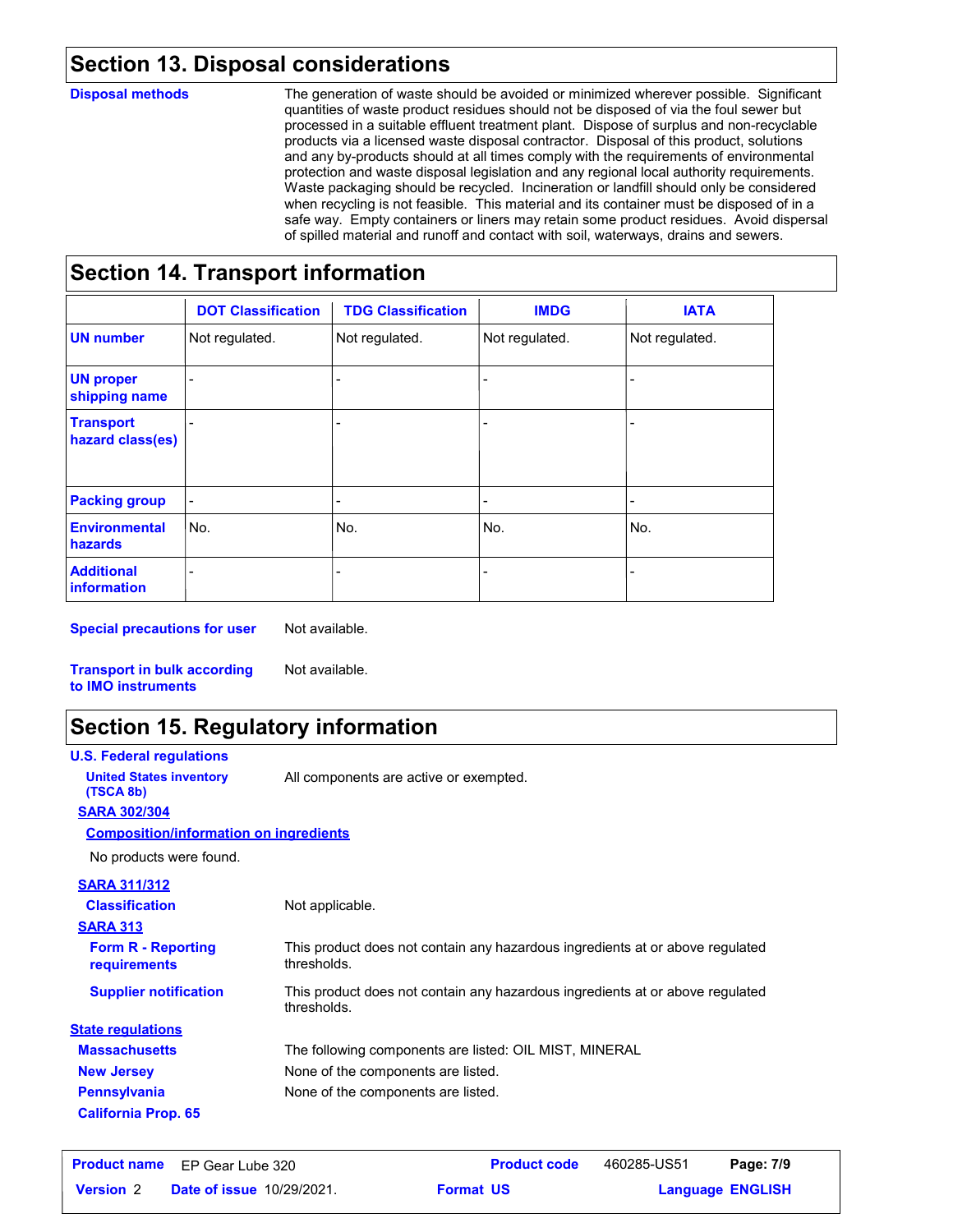## Section 13. Disposal considerations

**Disposal methods**

The generation of waste should be avoided or minimized wherever possible. Significant quantities of waste product residues should not be disposed of via the foul sewer but processed in a suitable effluent treatment plant. Dispose of surplus and non-recyclable products via a licensed waste disposal contractor. Disposal of this product, solutions and any by-products should at all times comply with the requirements of environmental protection and waste disposal legislation and any regional local authority requirements. Waste packaging should be recycled. Incineration or landfill should only be considered when recycling is not feasible. This material and its container must be disposed of in a safe way. Empty containers or liners may retain some product residues. Avoid dispersal of spilled material and runoff and contact with soil, waterways, drains and sewers.

## Section 14. Transport information

| | DOT Classification | TDG Classification | IMDG | IATA |
|---|---|---|---|---|
| **UN number** | Not regulated. | Not regulated. | Not regulated. | Not regulated. |
| **UN proper shipping name** | - | - | - | - |
| **Transport hazard class(es)** | - | - | - | - |
| **Packing group** | - | - | - | - |
| **Environmental hazards** | No. | No. | No. | No. |
| **Additional information** | - | - | - | - |

**Special precautions for user** Not available.

**Transport in bulk according to IMO instruments** Not available.

## Section 15. Regulatory information

**U.S. Federal regulations**

**United States inventory (TSCA 8b)** All components are active or exempted.

**SARA 302/304**

**Composition/information on ingredients**

No products were found.

**SARA 311/312**

**Classification** Not applicable.

**SARA 313**

**Form R - Reporting requirements** This product does not contain any hazardous ingredients at or above regulated thresholds.

**Supplier notification** This product does not contain any hazardous ingredients at or above regulated thresholds.

**State regulations**

**Massachusetts** The following components are listed: OIL MIST, MINERAL

**New Jersey** None of the components are listed.

**Pennsylvania** None of the components are listed.

**California Prop. 65**

| **Product name** EP Gear Lube 320 | **Product code** 460285-US51 | |
|---|---|---|
| **Version** 2 **Date of issue** 10/29/2021. | **Format** US | **Language** ENGLISH |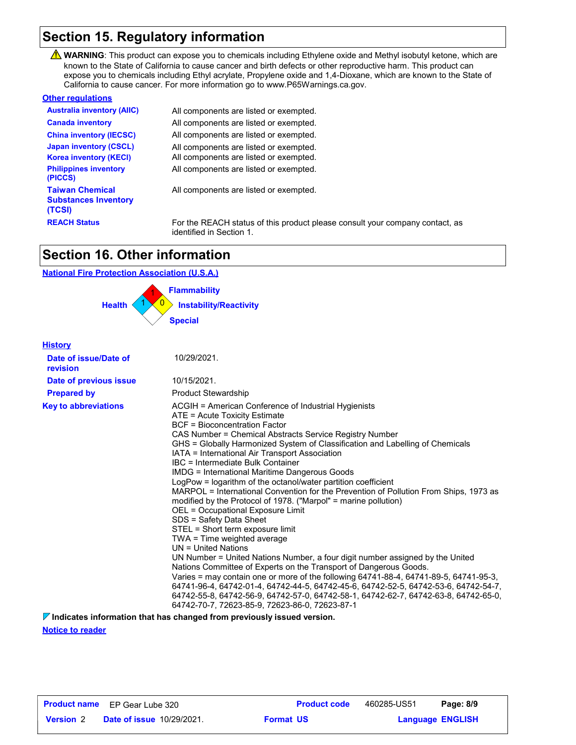# Section 15. Regulatory information

⚠ **WARNING**: This product can expose you to chemicals including Ethylene oxide and Methyl isobutyl ketone, which are known to the State of California to cause cancer and birth defects or other reproductive harm. This product can expose you to chemicals including Ethyl acrylate, Propylene oxide and 1,4-Dioxane, which are known to the State of California to cause cancer. For more information go to www.P65Warnings.ca.gov.

**Other regulations**

| | |
|---|---|
| **Australia inventory (AIIC)** | All components are listed or exempted. |
| **Canada inventory** | All components are listed or exempted. |
| **China inventory (IECSC)** | All components are listed or exempted. |
| **Japan inventory (CSCL)** | All components are listed or exempted. |
| **Korea inventory (KECI)** | All components are listed or exempted. |
| **Philippines inventory (PICCS)** | All components are listed or exempted. |
| **Taiwan Chemical Substances Inventory (TCSI)** | All components are listed or exempted. |
| **REACH Status** | For the REACH status of this product please consult your company contact, as identified in Section 1. |

# Section 16. Other information

**National Fire Protection Association (U.S.A.)**

- **Health**: 1
- **Flammability**: 1
- **Instability/Reactivity**: 0
- **Special**:

**History**

| | |
|---|---|
| **Date of issue/Date of revision** | 10/29/2021. |
| **Date of previous issue** | 10/15/2021. |
| **Prepared by** | Product Stewardship |

**Key to abbreviations**

ACGIH = American Conference of Industrial Hygienists
ATE = Acute Toxicity Estimate
BCF = Bioconcentration Factor
CAS Number = Chemical Abstracts Service Registry Number
GHS = Globally Harmonized System of Classification and Labelling of Chemicals
IATA = International Air Transport Association
IBC = Intermediate Bulk Container
IMDG = International Maritime Dangerous Goods
LogPow = logarithm of the octanol/water partition coefficient
MARPOL = International Convention for the Prevention of Pollution From Ships, 1973 as modified by the Protocol of 1978. ("Marpol" = marine pollution)
OEL = Occupational Exposure Limit
SDS = Safety Data Sheet
STEL = Short term exposure limit
TWA = Time weighted average
UN = United Nations
UN Number = United Nations Number, a four digit number assigned by the United Nations Committee of Experts on the Transport of Dangerous Goods.
Varies = may contain one or more of the following 64741-88-4, 64741-89-5, 64741-95-3, 64741-96-4, 64742-01-4, 64742-44-5, 64742-45-6, 64742-52-5, 64742-53-6, 64742-54-7, 64742-55-8, 64742-56-9, 64742-57-0, 64742-58-1, 64742-62-7, 64742-63-8, 64742-65-0, 64742-70-7, 72623-85-9, 72623-86-0, 72623-87-1

**Indicates information that has changed from previously issued version.**

**Notice to reader**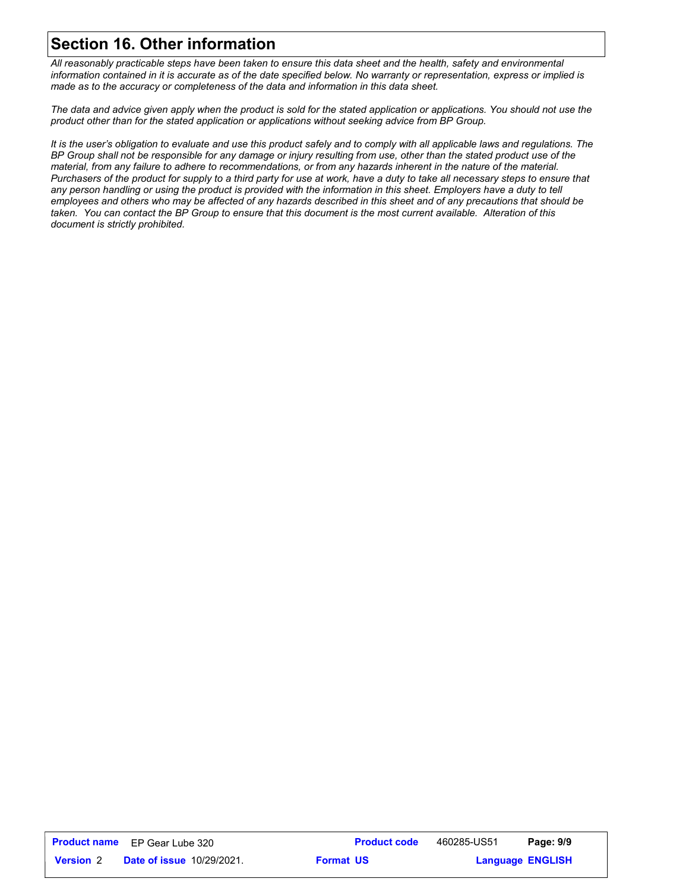## Section 16. Other information

*All reasonably practicable steps have been taken to ensure this data sheet and the health, safety and environmental information contained in it is accurate as of the date specified below. No warranty or representation, express or implied is made as to the accuracy or completeness of the data and information in this data sheet.*

*The data and advice given apply when the product is sold for the stated application or applications. You should not use the product other than for the stated application or applications without seeking advice from BP Group.*

*It is the user's obligation to evaluate and use this product safely and to comply with all applicable laws and regulations. The BP Group shall not be responsible for any damage or injury resulting from use, other than the stated product use of the material, from any failure to adhere to recommendations, or from any hazards inherent in the nature of the material. Purchasers of the product for supply to a third party for use at work, have a duty to take all necessary steps to ensure that any person handling or using the product is provided with the information in this sheet. Employers have a duty to tell employees and others who may be affected of any hazards described in this sheet and of any precautions that should be taken. You can contact the BP Group to ensure that this document is the most current available. Alteration of this document is strictly prohibited.*